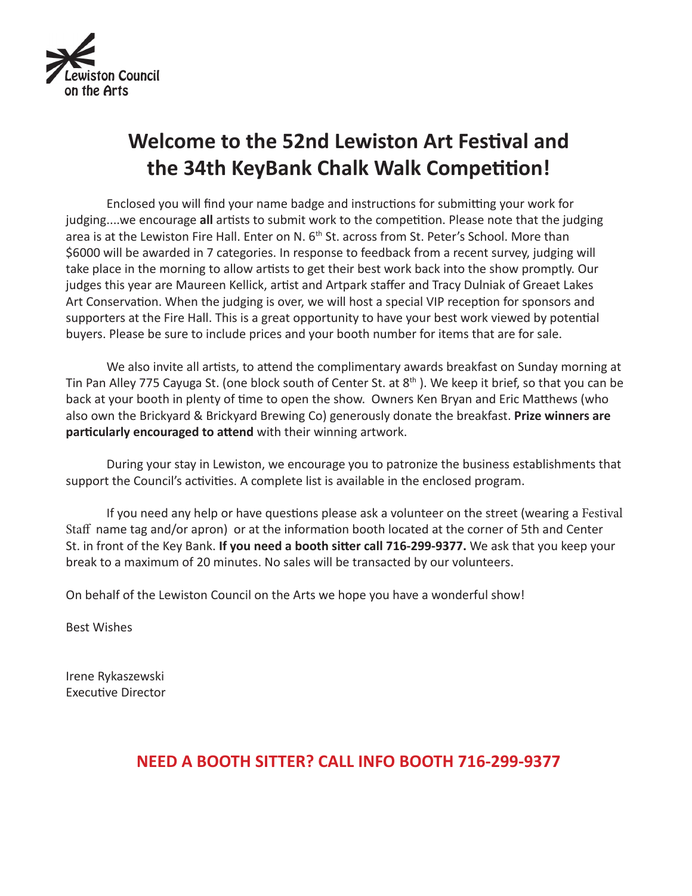Lewiston Council on the Arts

# Welcome to the 52nd Lewiston Art Festival and the 34th KeyBank Chalk Walk Competition!

Enclosed you will find your name badge and instructions for submitting your work for judging....we encourage **all** artists to submit work to the competition. Please note that the judging area is at the Lewiston Fire Hall. Enter on N. 6th St. across from St. Peter's School. More than $6000 will be awarded in 7 categories. In response to feedback from a recent survey, judging will take place in the morning to allow artists to get their best work back into the show promptly. Our judges this year are Maureen Kellick, artist and Artpark staffer and Tracy Dulniak of Greaet Lakes Art Conservation. When the judging is over, we will host a special VIP reception for sponsors and supporters at the Fire Hall. This is a great opportunity to have your best work viewed by potential buyers. Please be sure to include prices and your booth number for items that are for sale.

We also invite all artists, to attend the complimentary awards breakfast on Sunday morning at Tin Pan Alley 775 Cayuga St. (one block south of Center St. at 8th ). We keep it brief, so that you can be back at your booth in plenty of time to open the show. Owners Ken Bryan and Eric Matthews (who also own the Brickyard & Brickyard Brewing Co) generously donate the breakfast. **Prize winners are particularly encouraged to attend** with their winning artwork.

During your stay in Lewiston, we encourage you to patronize the business establishments that support the Council's activities. A complete list is available in the enclosed program.

If you need any help or have questions please ask a volunteer on the street (wearing a Festival Staff name tag and/or apron) or at the information booth located at the corner of 5th and Center St. in front of the Key Bank. **If you need a booth sitter call 716-299-9377.** We ask that you keep your break to a maximum of 20 minutes. No sales will be transacted by our volunteers.

On behalf of the Lewiston Council on the Arts we hope you have a wonderful show!

Best Wishes

Irene Rykaszewski
Executive Director

**NEED A BOOTH SITTER? CALL INFO BOOTH 716-299-9377**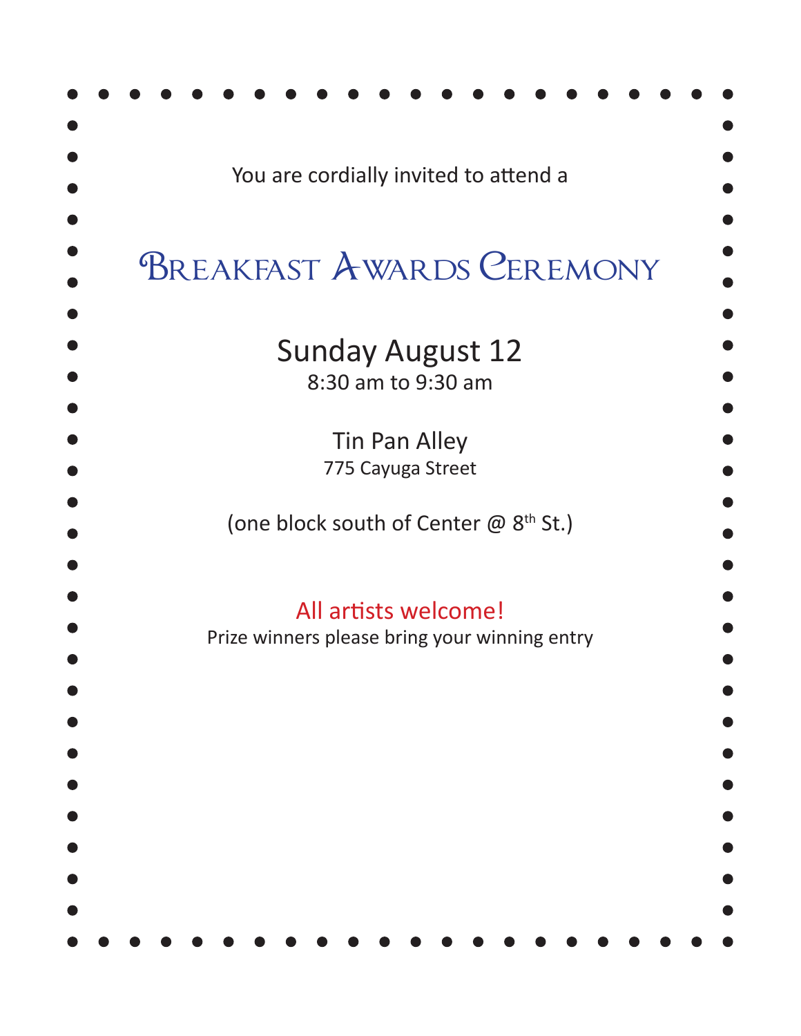You are cordially invited to attend a

# Breakfast Awards Ceremony

## Sunday August 12

8:30 am to 9:30 am

Tin Pan Alley

775 Cayuga Street

(one block south of Center @ 8th St.)

All artists welcome!

Prize winners please bring your winning entry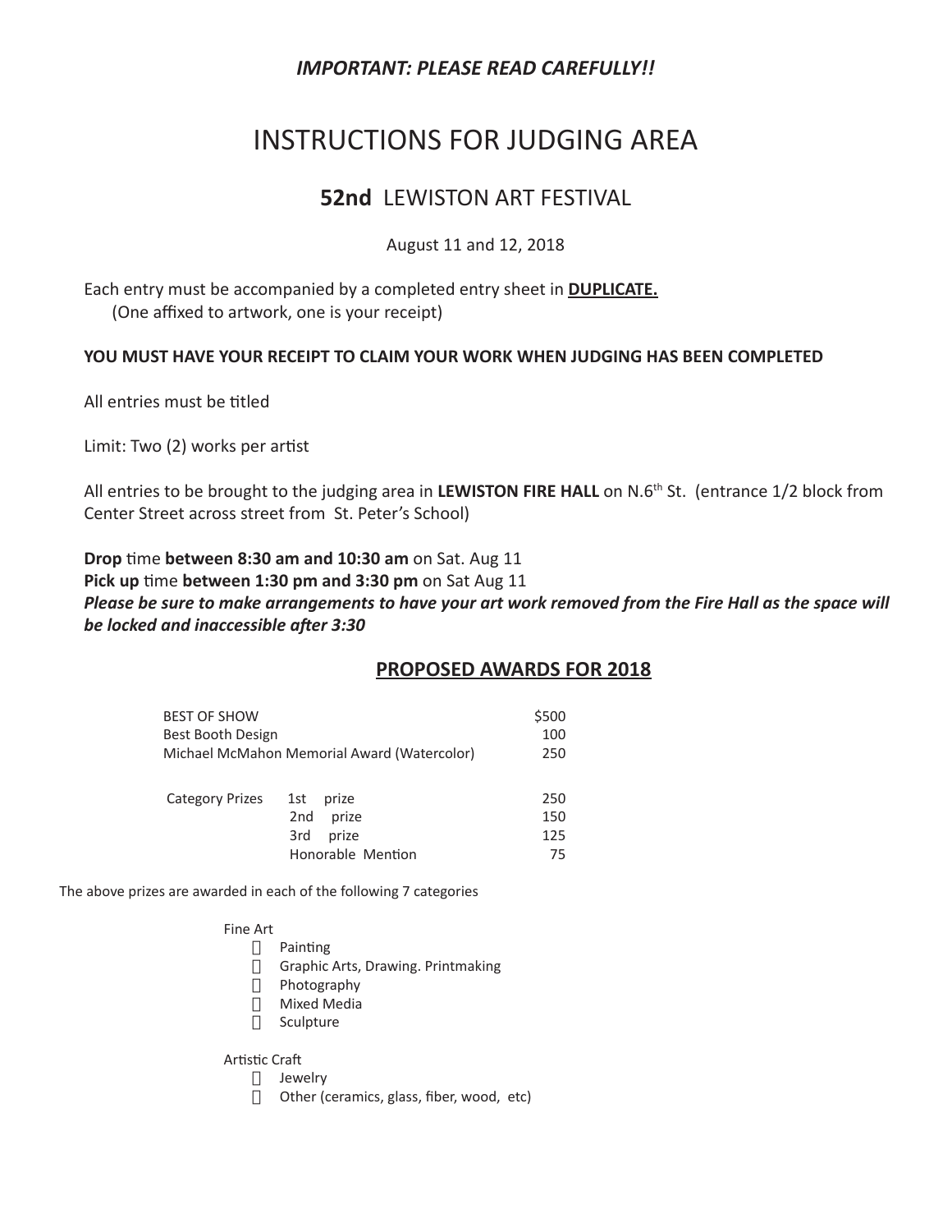***IMPORTANT: PLEASE READ CAREFULLY!!***

# INSTRUCTIONS FOR JUDGING AREA

## **52nd** LEWISTON ART FESTIVAL

August 11 and 12, 2018

Each entry must be accompanied by a completed entry sheet in **DUPLICATE.**
(One affixed to artwork, one is your receipt)

**YOU MUST HAVE YOUR RECEIPT TO CLAIM YOUR WORK WHEN JUDGING HAS BEEN COMPLETED**

All entries must be titled

Limit: Two (2) works per artist

All entries to be brought to the judging area in **LEWISTON FIRE HALL** on N.6th St. (entrance 1/2 block from Center Street across street from St. Peter's School)

**Drop** time **between 8:30 am and 10:30 am** on Sat. Aug 11
**Pick up** time **between 1:30 pm and 3:30 pm** on Sat Aug 11
***Please be sure to make arrangements to have your art work removed from the Fire Hall as the space will be locked and inaccessible after 3:30***

## PROPOSED AWARDS FOR 2018

| | | |
|---|---|---|
| BEST OF SHOW | | $500 |
| Best Booth Design | | 100 |
| Michael McMahon Memorial Award (Watercolor) | | 250 |
| Category Prizes | 1st prize | 250 |
| | 2nd prize | 150 |
| | 3rd prize | 125 |
| | Honorable Mention | 75 |

The above prizes are awarded in each of the following 7 categories

Fine Art
- Painting
- Graphic Arts, Drawing. Printmaking
- Photography
- Mixed Media
- Sculpture

Artistic Craft
- Jewelry
- Other (ceramics, glass, fiber, wood, etc)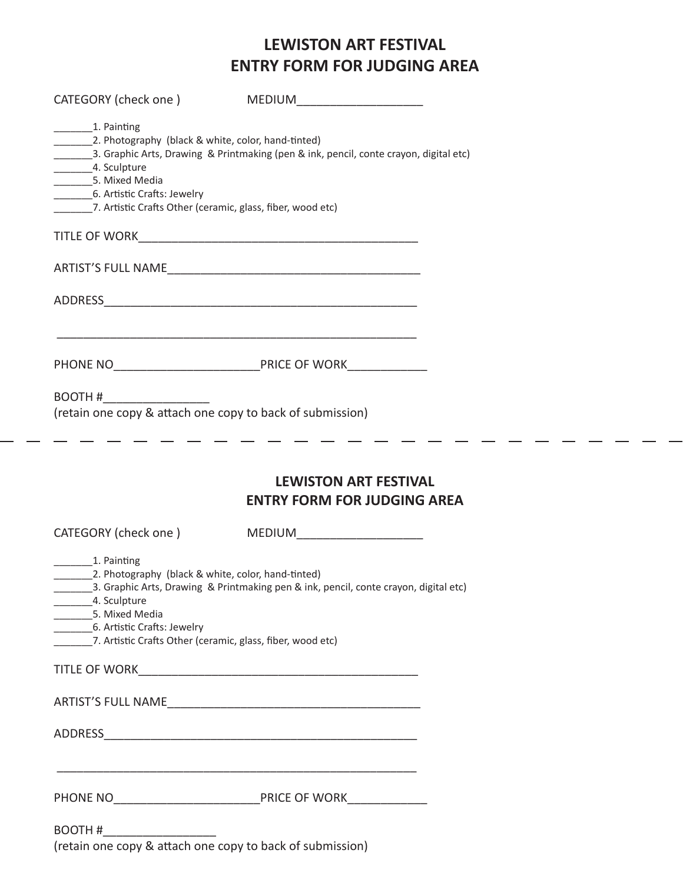# LEWISTON ART FESTIVAL
# ENTRY FORM FOR JUDGING AREA

CATEGORY (check one )  MEDIUM___________________

_______1. Painting
_______2. Photography (black & white, color, hand-tinted)
_______3. Graphic Arts, Drawing & Printmaking (pen & ink, pencil, conte crayon, digital etc)
_______4. Sculpture
_______5. Mixed Media
_______6. Artistic Crafts: Jewelry
_______7. Artistic Crafts Other (ceramic, glass, fiber, wood etc)

TITLE OF WORK___________________________________________

ARTIST'S FULL NAME_______________________________________

ADDRESS_________________________________________________

_______________________________________________________

PHONE NO______________________PRICE OF WORK____________

BOOTH #________________
(retain one copy & attach one copy to back of submission)

---

# LEWISTON ART FESTIVAL
# ENTRY FORM FOR JUDGING AREA

CATEGORY (check one )  MEDIUM___________________

_______1. Painting
_______2. Photography (black & white, color, hand-tinted)
_______3. Graphic Arts, Drawing & Printmaking pen & ink, pencil, conte crayon, digital etc)
_______4. Sculpture
_______5. Mixed Media
_______6. Artistic Crafts: Jewelry
_______7. Artistic Crafts Other (ceramic, glass, fiber, wood etc)

TITLE OF WORK___________________________________________

ARTIST'S FULL NAME_______________________________________

ADDRESS_________________________________________________

_______________________________________________________

PHONE NO______________________PRICE OF WORK____________

BOOTH #_________________
(retain one copy & attach one copy to back of submission)